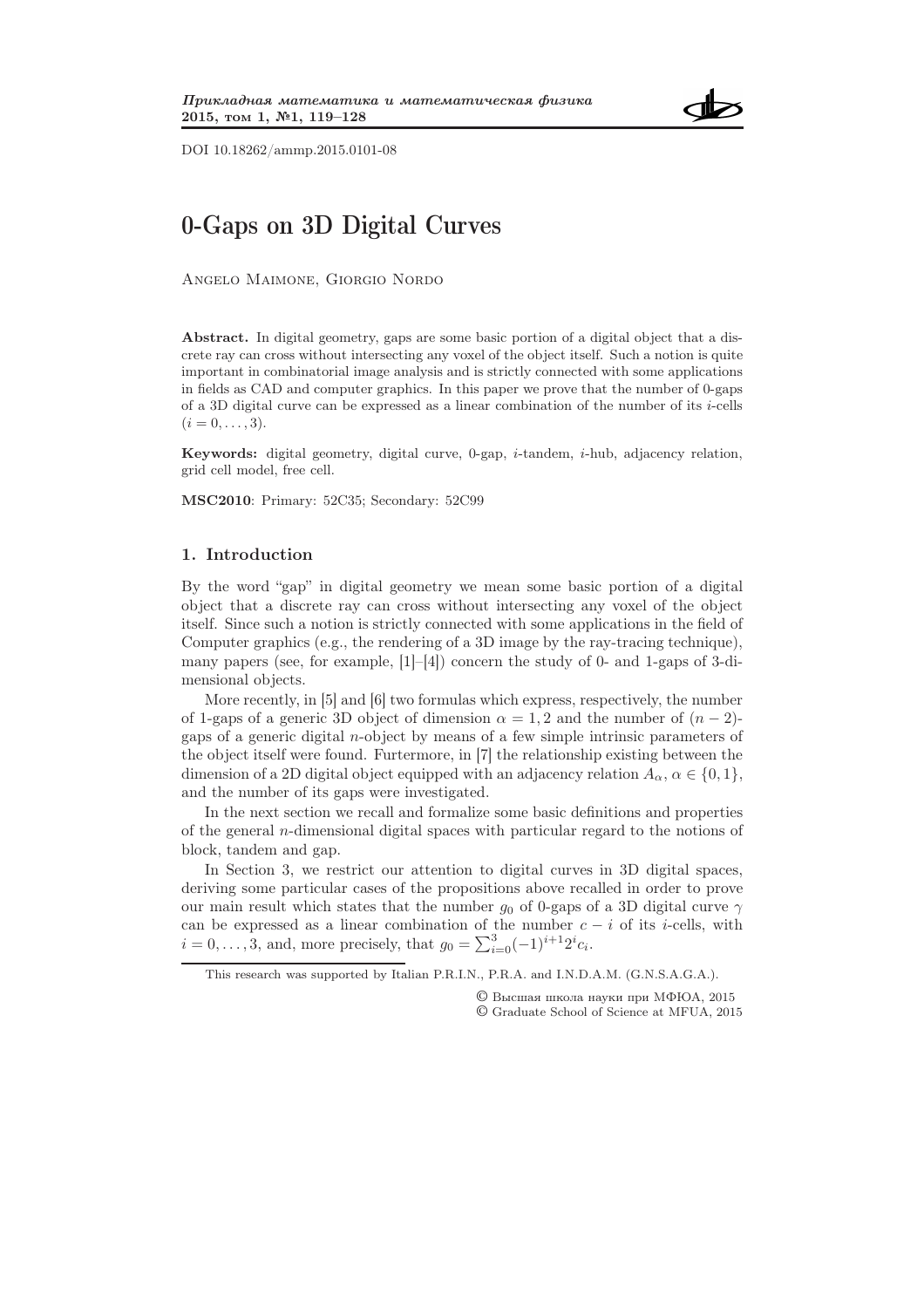DOI 10.18262/ammp.2015.0101-08

# 0-Gaps on 3D Digital Curves

Angelo Maimone, Giorgio Nordo

**Abstract.** In digital geometry, gaps are some basic portion of a digital object that a discrete ray can cross without intersecting any voxel of the object itself. Such a notion is quite important in combinatorial image analysis and is strictly connected with some applications in fields as CAD and computer graphics. In this paper we prove that the number of 0-gaps of a 3D digital curve can be expressed as a linear combination of the number of its $i$-cells ($i = 0, \ldots, 3$).

**Keywords:** digital geometry, digital curve, 0-gap, $i$-tandem, $i$-hub, adjacency relation, grid cell model, free cell.

**MSC2010**: Primary: 52C35; Secondary: 52C99

## 1. Introduction

By the word "gap" in digital geometry we mean some basic portion of a digital object that a discrete ray can cross without intersecting any voxel of the object itself. Since such a notion is strictly connected with some applications in the field of Computer graphics (e.g., the rendering of a 3D image by the ray-tracing technique), many papers (see, for example, [1]–[4]) concern the study of 0- and 1-gaps of 3-dimensional objects.

More recently, in [5] and [6] two formulas which express, respectively, the number of 1-gaps of a generic 3D object of dimension $\alpha = 1, 2$ and the number of $(n-2)$-gaps of a generic digital $n$-object by means of a few simple intrinsic parameters of the object itself were found. Furtermore, in [7] the relationship existing between the dimension of a 2D digital object equipped with an adjacency relation $A_\alpha$, $\alpha \in \{0, 1\}$, and the number of its gaps were investigated.

In the next section we recall and formalize some basic definitions and properties of the general $n$-dimensional digital spaces with particular regard to the notions of block, tandem and gap.

In Section 3, we restrict our attention to digital curves in 3D digital spaces, deriving some particular cases of the propositions above recalled in order to prove our main result which states that the number $g_0$ of 0-gaps of a 3D digital curve $\gamma$ can be expressed as a linear combination of the number $c - i$ of its $i$-cells, with $i = 0, \ldots, 3$, and, more precisely, that $g_0 = \sum_{i=0}^{3} (-1)^{i+1} 2^i c_i$.

This research was supported by Italian P.R.I.N., P.R.A. and I.N.D.A.M. (G.N.S.A.G.A.).

© Высшая школа науки при МФЮА, 2015
© Graduate School of Science at MFUA, 2015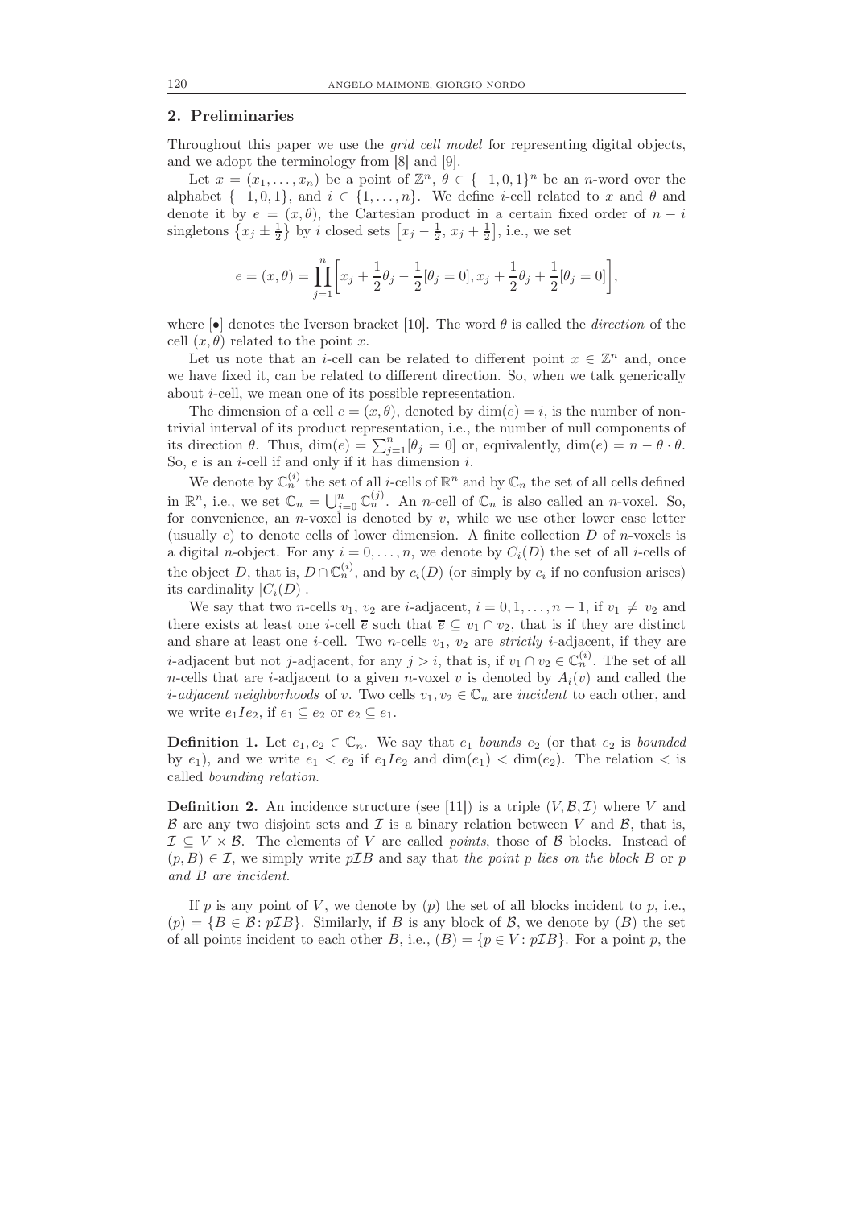## 2. Preliminaries

Throughout this paper we use the *grid cell model* for representing digital objects, and we adopt the terminology from [8] and [9].

Let $x = (x_1, \ldots, x_n)$ be a point of $\mathbb{Z}^n$, $\theta \in \{-1, 0, 1\}^n$ be an $n$-word over the alphabet $\{-1, 0, 1\}$, and $i \in \{1, \ldots, n\}$. We define $i$-cell related to $x$ and $\theta$ and denote it by $e = (x, \theta)$, the Cartesian product in a certain fixed order of $n - i$ singletons $\{x_j \pm \frac{1}{2}\}$ by $i$ closed sets $[x_j - \frac{1}{2}, x_j + \frac{1}{2}]$, i.e., we set

$$e = (x, \theta) = \prod_{j=1}^{n} \left[ x_j + \frac{1}{2}\theta_j - \frac{1}{2}[\theta_j = 0], x_j + \frac{1}{2}\theta_j + \frac{1}{2}[\theta_j = 0] \right],$$

where $[\bullet]$ denotes the Iverson bracket [10]. The word $\theta$ is called the *direction* of the cell $(x, \theta)$ related to the point $x$.

Let us note that an $i$-cell can be related to different point $x \in \mathbb{Z}^n$ and, once we have fixed it, can be related to different direction. So, when we talk generically about $i$-cell, we mean one of its possible representation.

The dimension of a cell $e = (x, \theta)$, denoted by $\dim(e) = i$, is the number of non-trivial interval of its product representation, i.e., the number of null components of its direction $\theta$. Thus, $\dim(e) = \sum_{j=1}^{n} [\theta_j = 0]$ or, equivalently, $\dim(e) = n - \theta \cdot \theta$. So, $e$ is an $i$-cell if and only if it has dimension $i$.

We denote by $\mathbb{C}_n^{(i)}$ the set of all $i$-cells of $\mathbb{R}^n$ and by $\mathbb{C}_n$ the set of all cells defined in $\mathbb{R}^n$, i.e., we set $\mathbb{C}_n = \bigcup_{j=0}^{n} \mathbb{C}_n^{(j)}$. An $n$-cell of $\mathbb{C}_n$ is also called an $n$-voxel. So, for convenience, an $n$-voxel is denoted by $v$, while we use other lower case letter (usually $e$) to denote cells of lower dimension. A finite collection $D$ of $n$-voxels is a digital $n$-object. For any $i = 0, \ldots, n$, we denote by $C_i(D)$ the set of all $i$-cells of the object $D$, that is, $D \cap \mathbb{C}_n^{(i)}$, and by $c_i(D)$ (or simply by $c_i$ if no confusion arises) its cardinality $|C_i(D)|$.

We say that two $n$-cells $v_1$, $v_2$ are $i$-adjacent, $i = 0, 1, \ldots, n-1$, if $v_1 \neq v_2$ and there exists at least one $i$-cell $\overline{e}$ such that $\overline{e} \subseteq v_1 \cap v_2$, that is if they are distinct and share at least one $i$-cell. Two $n$-cells $v_1$, $v_2$ are *strictly* $i$-adjacent, if they are $i$-adjacent but not $j$-adjacent, for any $j > i$, that is, if $v_1 \cap v_2 \in \mathbb{C}_n^{(i)}$. The set of all $n$-cells that are $i$-adjacent to a given $n$-voxel $v$ is denoted by $A_i(v)$ and called the *$i$-adjacent neighborhoods* of $v$. Two cells $v_1, v_2 \in \mathbb{C}_n$ are *incident* to each other, and we write $e_1 I e_2$, if $e_1 \subseteq e_2$ or $e_2 \subseteq e_1$.

**Definition 1.** Let $e_1, e_2 \in \mathbb{C}_n$. We say that $e_1$ *bounds* $e_2$ (or that $e_2$ is *bounded* by $e_1$), and we write $e_1 < e_2$ if $e_1 I e_2$ and $\dim(e_1) < \dim(e_2)$. The relation $<$ is called *bounding relation*.

**Definition 2.** An incidence structure (see [11]) is a triple $(V, \mathcal{B}, \mathcal{I})$ where $V$ and $\mathcal{B}$ are any two disjoint sets and $\mathcal{I}$ is a binary relation between $V$ and $\mathcal{B}$, that is, $\mathcal{I} \subseteq V \times \mathcal{B}$. The elements of $V$ are called *points*, those of $\mathcal{B}$ blocks. Instead of $(p, B) \in \mathcal{I}$, we simply write $p\mathcal{I}B$ and say that *the point $p$ lies on the block $B$* or *$p$ and $B$ are incident*.

If $p$ is any point of $V$, we denote by $(p)$ the set of all blocks incident to $p$, i.e., $(p) = \{B \in \mathcal{B} \colon p\mathcal{I}B\}$. Similarly, if $B$ is any block of $\mathcal{B}$, we denote by $(B)$ the set of all points incident to each other $B$, i.e., $(B) = \{p \in V \colon p\mathcal{I}B\}$. For a point $p$, the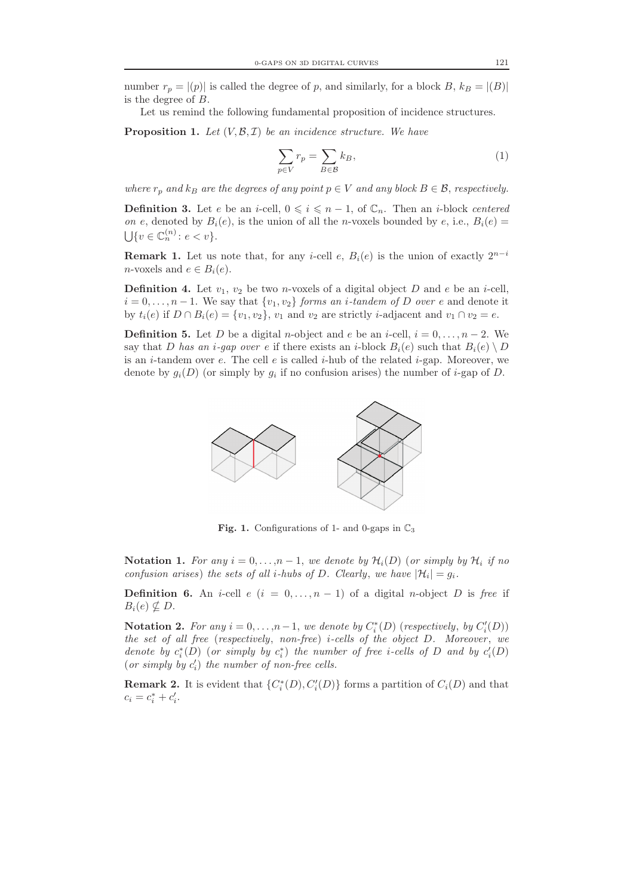number $r_p = |(p)|$ is called the degree of $p$, and similarly, for a block $B$, $k_B = |(B)|$ is the degree of $B$.

Let us remind the following fundamental proposition of incidence structures.

**Proposition 1.** *Let $(V, \mathcal{B}, \mathcal{I})$ be an incidence structure. We have*

$$\sum_{p \in V} r_p = \sum_{B \in \mathcal{B}} k_B, \tag{1}$$

*where $r_p$ and $k_B$ are the degrees of any point $p \in V$ and any block $B \in \mathcal{B}$, respectively.*

**Definition 3.** Let $e$ be an $i$-cell, $0 \leqslant i \leqslant n-1$, of $\mathbb{C}_n$. Then an $i$-block *centered on* $e$, denoted by $B_i(e)$, is the union of all the $n$-voxels bounded by $e$, i.e., $B_i(e) = \bigcup\{v \in \mathbb{C}_n^{(n)} : e < v\}$.

**Remark 1.** Let us note that, for any $i$-cell $e$, $B_i(e)$ is the union of exactly $2^{n-i}$ $n$-voxels and $e \in B_i(e)$.

**Definition 4.** Let $v_1$, $v_2$ be two $n$-voxels of a digital object $D$ and $e$ be an $i$-cell, $i = 0, \dots, n-1$. We say that $\{v_1, v_2\}$ *forms an $i$-tandem of $D$ over $e$* and denote it by $t_i(e)$ if $D \cap B_i(e) = \{v_1, v_2\}$, $v_1$ and $v_2$ are strictly $i$-adjacent and $v_1 \cap v_2 = e$.

**Definition 5.** Let $D$ be a digital $n$-object and $e$ be an $i$-cell, $i = 0, \dots, n-2$. We say that $D$ *has an $i$-gap over* $e$ if there exists an $i$-block $B_i(e)$ such that $B_i(e) \setminus D$ is an $i$-tandem over $e$. The cell $e$ is called $i$-hub of the related $i$-gap. Moreover, we denote by $g_i(D)$ (or simply by $g_i$ if no confusion arises) the number of $i$-gap of $D$.

**Fig. 1.** Configurations of 1- and 0-gaps in $\mathbb{C}_3$

**Notation 1.** *For any $i = 0, \dots, n-1$, we denote by $\mathcal{H}_i(D)$ (or simply by $\mathcal{H}_i$ if no confusion arises) the sets of all $i$-hubs of $D$. Clearly, we have $|\mathcal{H}_i| = g_i$.*

**Definition 6.** An $i$-cell $e$ ($i = 0, \dots, n-1$) of a digital $n$-object $D$ is *free* if $B_i(e) \nsubseteq D$.

**Notation 2.** *For any $i = 0, \dots, n-1$, we denote by $C_i^*(D)$ (respectively, by $C_i'(D)$) the set of all free (respectively, non-free) $i$-cells of the object $D$. Moreover, we denote by $c_i^*(D)$ (or simply by $c_i^*$) the number of free $i$-cells of $D$ and by $c_i'(D)$ (or simply by $c_i'$) the number of non-free cells.*

**Remark 2.** It is evident that $\{C_i^*(D), C_i'(D)\}$ forms a partition of $C_i(D)$ and that $c_i = c_i^* + c_i'$.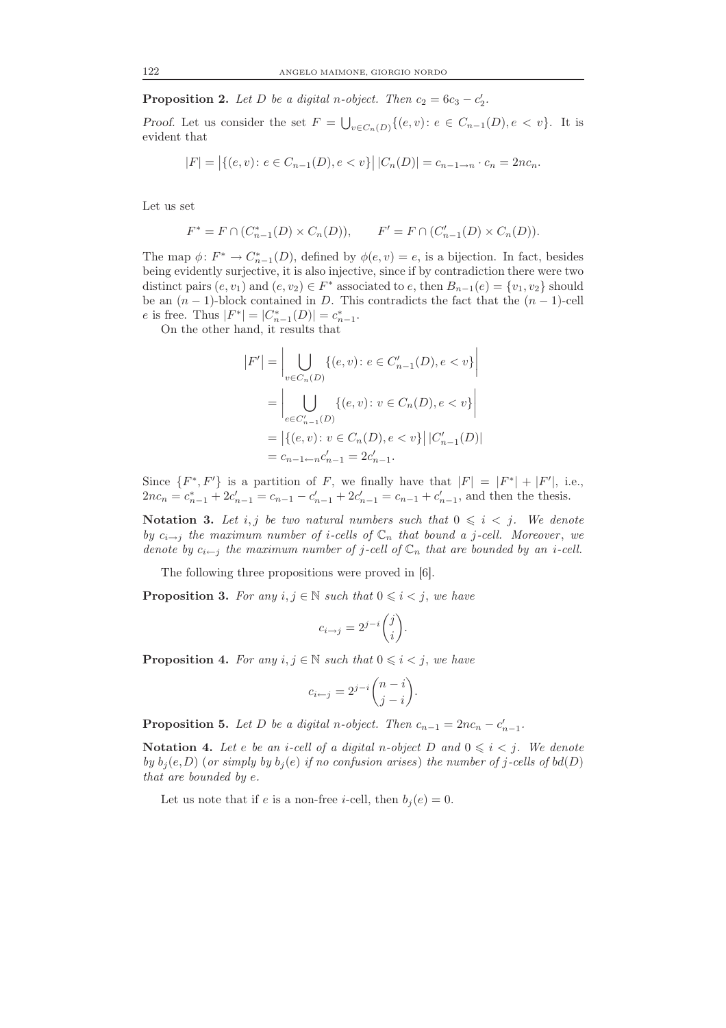**Proposition 2.** *Let $D$ be a digital $n$-object. Then $c_2 = 6c_3 - c_2'$.*

*Proof.* Let us consider the set $F = \bigcup_{v \in C_n(D)} \{(e,v) \colon e \in C_{n-1}(D), e < v\}$. It is evident that

$$|F| = \left|\{(e,v) \colon e \in C_{n-1}(D), e < v\}\right| |C_n(D)| = c_{n-1 \to n} \cdot c_n = 2nc_n.$$

Let us set

$$F^* = F \cap (C^*_{n-1}(D) \times C_n(D)), \qquad F' = F \cap (C'_{n-1}(D) \times C_n(D)).$$

The map $\phi \colon F^* \to C^*_{n-1}(D)$, defined by $\phi(e,v) = e$, is a bijection. In fact, besides being evidently surjective, it is also injective, since if by contradiction there were two distinct pairs $(e, v_1)$ and $(e, v_2) \in F^*$ associated to $e$, then $B_{n-1}(e) = \{v_1, v_2\}$ should be an $(n-1)$-block contained in $D$. This contradicts the fact that the $(n-1)$-cell $e$ is free. Thus $|F^*| = |C^*_{n-1}(D)| = c^*_{n-1}$.

On the other hand, it results that

$$\begin{aligned}
\left|F'\right| &= \left| \bigcup_{v \in C_n(D)} \{(e,v) \colon e \in C'_{n-1}(D), e < v\} \right| \\
&= \left| \bigcup_{e \in C'_{n-1}(D)} \{(e,v) \colon v \in C_n(D), e < v\} \right| \\
&= \left|\{(e,v) \colon v \in C_n(D), e < v\}\right| |C'_{n-1}(D)| \\
&= c_{n-1 \leftarrow n} c'_{n-1} = 2c'_{n-1}.
\end{aligned}$$

Since $\{F^*, F'\}$ is a partition of $F$, we finally have that $|F| = |F^*| + |F'|$, i.e., $2nc_n = c^*_{n-1} + 2c'_{n-1} = c_{n-1} - c'_{n-1} + 2c'_{n-1} = c_{n-1} + c'_{n-1}$, and then the thesis.

**Notation 3.** *Let $i, j$ be two natural numbers such that $0 \leqslant i < j$. We denote by $c_{i \to j}$ the maximum number of $i$-cells of $\mathbb{C}_n$ that bound a $j$-cell. Moreover, we denote by $c_{i \leftarrow j}$ the maximum number of $j$-cell of $\mathbb{C}_n$ that are bounded by an $i$-cell.*

The following three propositions were proved in [6].

**Proposition 3.** *For any $i, j \in \mathbb{N}$ such that $0 \leqslant i < j$, we have*

$$c_{i \to j} = 2^{j-i} \binom{j}{i}.$$

**Proposition 4.** *For any $i, j \in \mathbb{N}$ such that $0 \leqslant i < j$, we have*

$$c_{i \leftarrow j} = 2^{j-i} \binom{n-i}{j-i}.$$

**Proposition 5.** *Let $D$ be a digital $n$-object. Then $c_{n-1} = 2nc_n - c'_{n-1}$.*

**Notation 4.** *Let $e$ be an $i$-cell of a digital $n$-object $D$ and $0 \leqslant i < j$. We denote by $b_j(e, D)$ (or simply by $b_j(e)$ if no confusion arises) the number of $j$-cells of $bd(D)$ that are bounded by $e$.*

Let us note that if $e$ is a non-free $i$-cell, then $b_j(e) = 0$.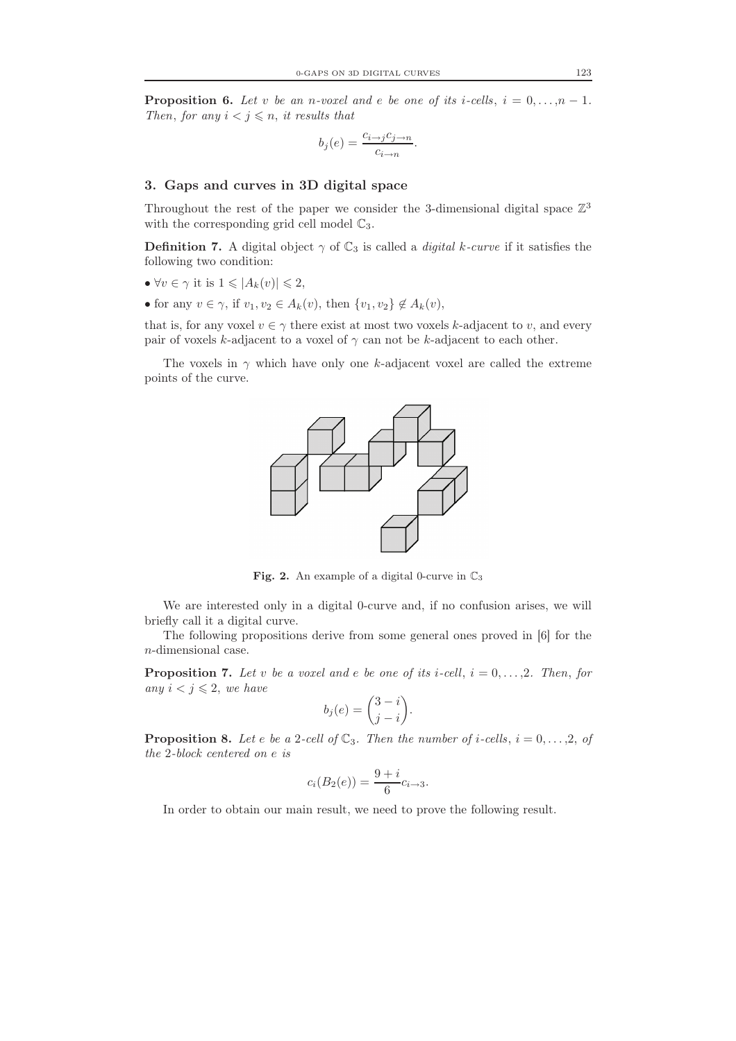**Proposition 6.** *Let $v$ be an $n$-voxel and $e$ be one of its $i$-cells, $i = 0, \ldots, n-1$. Then, for any $i < j \leqslant n$, it results that*

$$b_j(e) = \frac{c_{i \to j} c_{j \to n}}{c_{i \to n}}.$$

## 3. Gaps and curves in 3D digital space

Throughout the rest of the paper we consider the 3-dimensional digital space $\mathbb{Z}^3$ with the corresponding grid cell model $\mathbb{C}_3$.

**Definition 7.** A digital object $\gamma$ of $\mathbb{C}_3$ is called a *digital $k$-curve* if it satisfies the following two condition:

- $\forall v \in \gamma$ it is $1 \leqslant |A_k(v)| \leqslant 2$,
- for any $v \in \gamma$, if $v_1, v_2 \in A_k(v)$, then $\{v_1, v_2\} \notin A_k(v)$,

that is, for any voxel $v \in \gamma$ there exist at most two voxels $k$-adjacent to $v$, and every pair of voxels $k$-adjacent to a voxel of $\gamma$ can not be $k$-adjacent to each other.

The voxels in $\gamma$ which have only one $k$-adjacent voxel are called the extreme points of the curve.

**Fig. 2.** An example of a digital 0-curve in $\mathbb{C}_3$

We are interested only in a digital 0-curve and, if no confusion arises, we will briefly call it a digital curve.

The following propositions derive from some general ones proved in [6] for the $n$-dimensional case.

**Proposition 7.** *Let $v$ be a voxel and $e$ be one of its $i$-cell, $i = 0, \ldots, 2$. Then, for any $i < j \leqslant 2$, we have*

$$b_j(e) = \binom{3-i}{j-i}.$$

**Proposition 8.** *Let $e$ be a 2-cell of $\mathbb{C}_3$. Then the number of $i$-cells, $i = 0, \ldots, 2$, of the 2-block centered on $e$ is*

$$c_i(B_2(e)) = \frac{9+i}{6} c_{i \to 3}.$$

In order to obtain our main result, we need to prove the following result.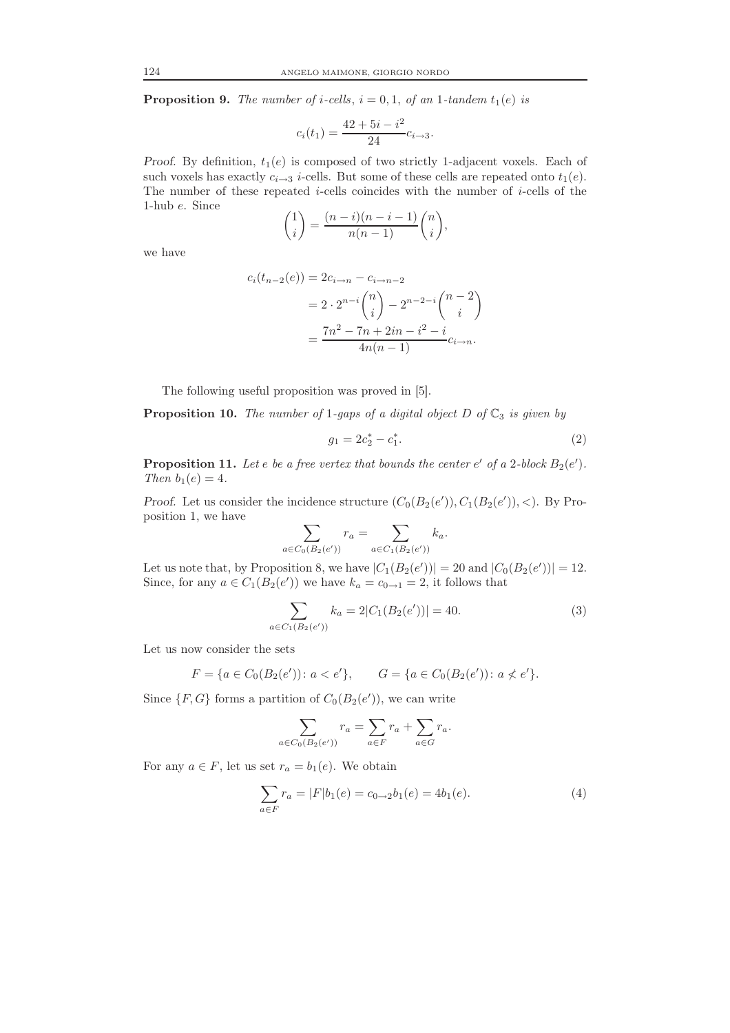**Proposition 9.** *The number of $i$-cells, $i = 0, 1$, of an 1-tandem $t_1(e)$ is*

$$c_i(t_1) = \frac{42 + 5i - i^2}{24} c_{i \to 3}.$$

*Proof.* By definition, $t_1(e)$ is composed of two strictly 1-adjacent voxels. Each of such voxels has exactly $c_{i\to 3}$ $i$-cells. But some of these cells are repeated onto $t_1(e)$. The number of these repeated $i$-cells coincides with the number of $i$-cells of the 1-hub $e$. Since

$$\binom{1}{i} = \frac{(n-i)(n-i-1)}{n(n-1)} \binom{n}{i},$$

we have

$$\begin{aligned}
c_i(t_{n-2}(e)) &= 2c_{i\to n} - c_{i\to n-2} \\
&= 2 \cdot 2^{n-i}\binom{n}{i} - 2^{n-2-i}\binom{n-2}{i} \\
&= \frac{7n^2 - 7n + 2in - i^2 - i}{4n(n-1)} c_{i\to n}.
\end{aligned}$$

The following useful proposition was proved in [5].

**Proposition 10.** *The number of 1-gaps of a digital object $D$ of $\mathbb{C}_3$ is given by*

$$g_1 = 2c_2^* - c_1^*. \tag{2}$$

**Proposition 11.** *Let $e$ be a free vertex that bounds the center $e'$ of a 2-block $B_2(e')$. Then $b_1(e) = 4$.*

*Proof.* Let us consider the incidence structure $(C_0(B_2(e')), C_1(B_2(e')), <)$. By Proposition 1, we have

$$\sum_{a \in C_0(B_2(e'))} r_a = \sum_{a \in C_1(B_2(e'))} k_a.$$

Let us note that, by Proposition 8, we have $|C_1(B_2(e'))| = 20$ and $|C_0(B_2(e'))| = 12$. Since, for any $a \in C_1(B_2(e'))$ we have $k_a = c_{0\to 1} = 2$, it follows that

$$\sum_{a \in C_1(B_2(e'))} k_a = 2|C_1(B_2(e'))| = 40. \tag{3}$$

Let us now consider the sets

$$F = \{a \in C_0(B_2(e')) \colon a < e'\}, \qquad G = \{a \in C_0(B_2(e')) \colon a \not< e'\}.$$

Since $\{F, G\}$ forms a partition of $C_0(B_2(e'))$, we can write

$$\sum_{a \in C_0(B_2(e'))} r_a = \sum_{a \in F} r_a + \sum_{a \in G} r_a.$$

For any $a \in F$, let us set $r_a = b_1(e)$. We obtain

$$\sum_{a \in F} r_a = |F| b_1(e) = c_{0\to 2} b_1(e) = 4b_1(e). \tag{4}$$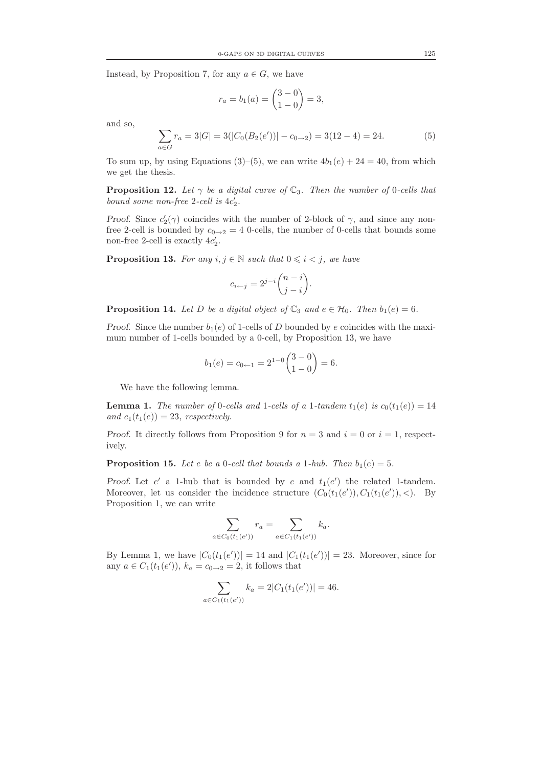Instead, by Proposition 7, for any $a \in G$, we have

$$r_a = b_1(a) = \binom{3-0}{1-0} = 3,$$

and so,

$$\sum_{a \in G} r_a = 3|G| = 3(|C_0(B_2(e'))| - c_{0\to 2}) = 3(12-4) = 24. \tag{5}$$

To sum up, by using Equations (3)–(5), we can write $4b_1(e) + 24 = 40$, from which we get the thesis.

**Proposition 12.** *Let $\gamma$ be a digital curve of $\mathbb{C}_3$. Then the number of 0-cells that bound some non-free 2-cell is $4c_2'$.*

*Proof.* Since $c_2'(\gamma)$ coincides with the number of 2-block of $\gamma$, and since any non-free 2-cell is bounded by $c_{0\to 2} = 4$ 0-cells, the number of 0-cells that bounds some non-free 2-cell is exactly $4c_2'$.

**Proposition 13.** *For any $i, j \in \mathbb{N}$ such that $0 \leqslant i < j$, we have*

$$c_{i\leftarrow j} = 2^{j-i}\binom{n-i}{j-i}.$$

**Proposition 14.** *Let $D$ be a digital object of $\mathbb{C}_3$ and $e \in \mathcal{H}_0$. Then $b_1(e) = 6$.*

*Proof.* Since the number $b_1(e)$ of 1-cells of $D$ bounded by $e$ coincides with the maximum number of 1-cells bounded by a 0-cell, by Proposition 13, we have

$$b_1(e) = c_{0\leftarrow 1} = 2^{1-0}\binom{3-0}{1-0} = 6.$$

We have the following lemma.

**Lemma 1.** *The number of 0-cells and 1-cells of a 1-tandem $t_1(e)$ is $c_0(t_1(e)) = 14$ and $c_1(t_1(e)) = 23$, respectively.*

*Proof.* It directly follows from Proposition 9 for $n = 3$ and $i = 0$ or $i = 1$, respectively.

**Proposition 15.** *Let $e$ be a 0-cell that bounds a 1-hub. Then $b_1(e) = 5$.*

*Proof.* Let $e'$ a 1-hub that is bounded by $e$ and $t_1(e')$ the related 1-tandem. Moreover, let us consider the incidence structure $(C_0(t_1(e')), C_1(t_1(e')), <)$. By Proposition 1, we can write

$$\sum_{a \in C_0(t_1(e'))} r_a = \sum_{a \in C_1(t_1(e'))} k_a.$$

By Lemma 1, we have $|C_0(t_1(e'))| = 14$ and $|C_1(t_1(e'))| = 23$. Moreover, since for any $a \in C_1(t_1(e'))$, $k_a = c_{0\to 2} = 2$, it follows that

$$\sum_{a \in C_1(t_1(e'))} k_a = 2|C_1(t_1(e'))| = 46.$$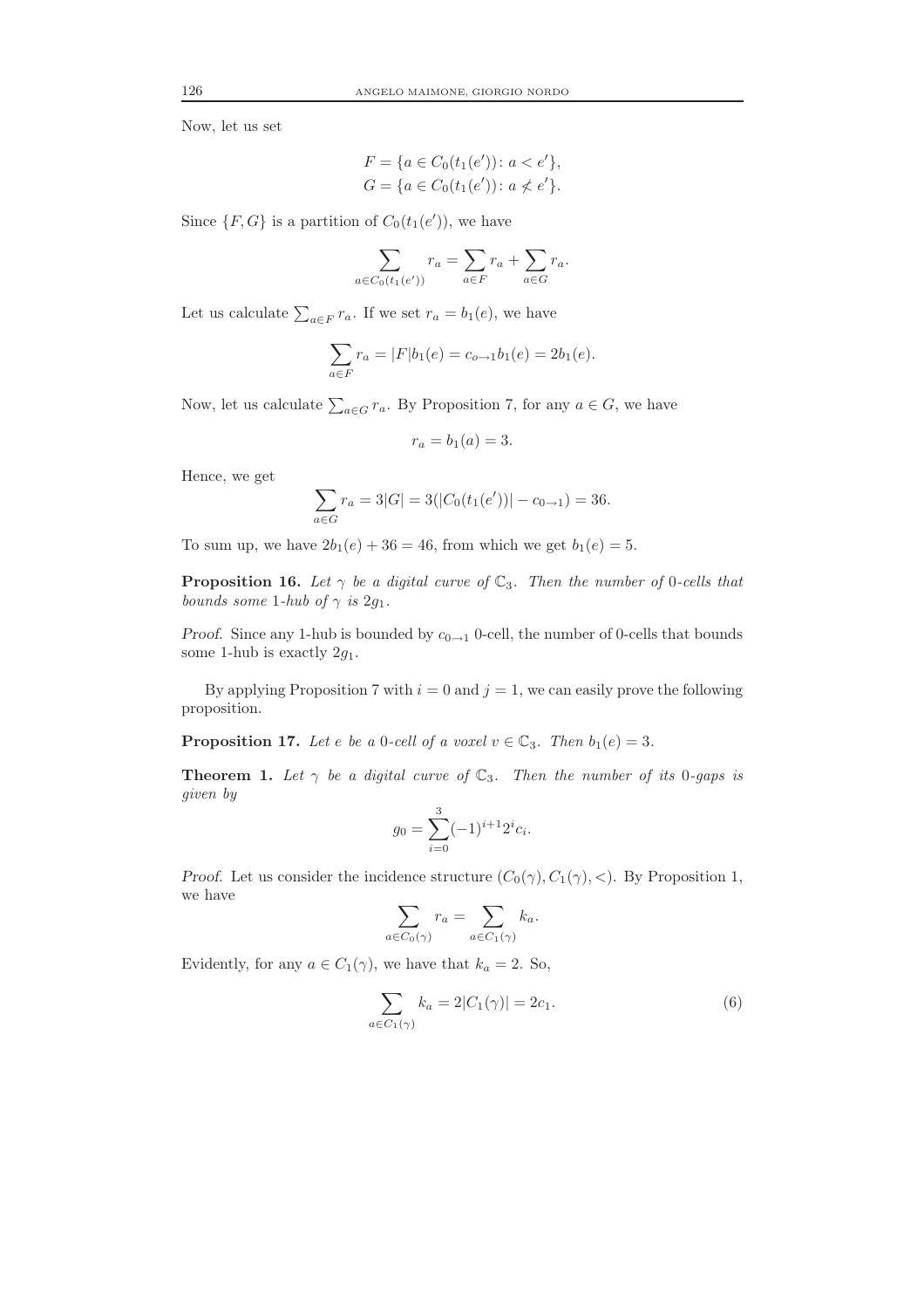Now, let us set

$$F = \{a \in C_0(t_1(e')) \colon a < e'\},$$
$$G = \{a \in C_0(t_1(e')) \colon a \not< e'\}.$$

Since $\{F, G\}$ is a partition of $C_0(t_1(e'))$, we have

$$\sum_{a \in C_0(t_1(e'))} r_a = \sum_{a \in F} r_a + \sum_{a \in G} r_a.$$

Let us calculate $\sum_{a \in F} r_a$. If we set $r_a = b_1(e)$, we have

$$\sum_{a \in F} r_a = |F| b_1(e) = c_{o \to 1} b_1(e) = 2 b_1(e).$$

Now, let us calculate $\sum_{a \in G} r_a$. By Proposition 7, for any $a \in G$, we have

$$r_a = b_1(a) = 3.$$

Hence, we get

$$\sum_{a \in G} r_a = 3|G| = 3(|C_0(t_1(e'))| - c_{0 \to 1}) = 36.$$

To sum up, we have $2b_1(e) + 36 = 46$, from which we get $b_1(e) = 5$.

**Proposition 16.** *Let $\gamma$ be a digital curve of $\mathbb{C}_3$. Then the number of 0-cells that bounds some 1-hub of $\gamma$ is $2g_1$.*

*Proof.* Since any 1-hub is bounded by $c_{0 \to 1}$ 0-cell, the number of 0-cells that bounds some 1-hub is exactly $2g_1$.

By applying Proposition 7 with $i = 0$ and $j = 1$, we can easily prove the following proposition.

**Proposition 17.** *Let $e$ be a 0-cell of a voxel $v \in \mathbb{C}_3$. Then $b_1(e) = 3$.*

**Theorem 1.** *Let $\gamma$ be a digital curve of $\mathbb{C}_3$. Then the number of its 0-gaps is given by*

$$g_0 = \sum_{i=0}^{3} (-1)^{i+1} 2^i c_i.$$

*Proof.* Let us consider the incidence structure $(C_0(\gamma), C_1(\gamma), <)$. By Proposition 1, we have

$$\sum_{a \in C_0(\gamma)} r_a = \sum_{a \in C_1(\gamma)} k_a.$$

Evidently, for any $a \in C_1(\gamma)$, we have that $k_a = 2$. So,

$$\sum_{a \in C_1(\gamma)} k_a = 2|C_1(\gamma)| = 2c_1. \tag{6}$$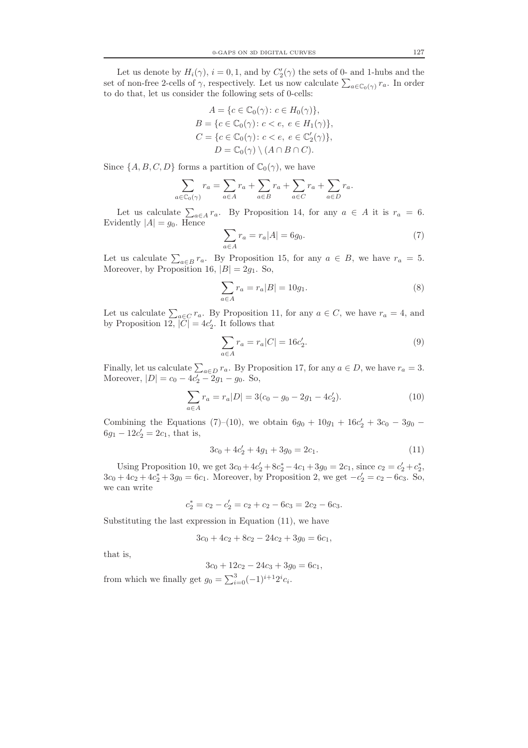Let us denote by $H_i(\gamma)$, $i = 0, 1$, and by $C_2'(\gamma)$ the sets of 0- and 1-hubs and the set of non-free 2-cells of $\gamma$, respectively. Let us now calculate $\sum_{a \in \mathbb{C}_0(\gamma)} r_a$. In order to do that, let us consider the following sets of 0-cells:

$$
\begin{aligned}
A &= \{c \in \mathbb{C}_0(\gamma) \colon c \in H_0(\gamma)\},\\
B &= \{c \in \mathbb{C}_0(\gamma) \colon c < e,\ e \in H_1(\gamma)\},\\
C &= \{c \in \mathbb{C}_0(\gamma) \colon c < e,\ e \in \mathbb{C}_2'(\gamma)\},\\
D &= \mathbb{C}_0(\gamma) \setminus (A \cap B \cap C).
\end{aligned}
$$

Since $\{A, B, C, D\}$ forms a partition of $\mathbb{C}_0(\gamma)$, we have

$$
\sum_{a \in \mathbb{C}_0(\gamma)} r_a = \sum_{a \in A} r_a + \sum_{a \in B} r_a + \sum_{a \in C} r_a + \sum_{a \in D} r_a.
$$

Let us calculate $\sum_{a \in A} r_a$. By Proposition 14, for any $a \in A$ it is $r_a = 6$. Evidently $|A| = g_0$. Hence

$$
\sum_{a \in A} r_a = r_a |A| = 6g_0. \tag{7}
$$

Let us calculate $\sum_{a \in B} r_a$. By Proposition 15, for any $a \in B$, we have $r_a = 5$. Moreover, by Proposition 16, $|B| = 2g_1$. So,

$$
\sum_{a \in A} r_a = r_a |B| = 10g_1. \tag{8}
$$

Let us calculate $\sum_{a \in C} r_a$. By Proposition 11, for any $a \in C$, we have $r_a = 4$, and by Proposition 12, $|C| = 4c_2'$. It follows that

$$
\sum_{a \in A} r_a = r_a |C| = 16c_2'. \tag{9}
$$

Finally, let us calculate $\sum_{a \in D} r_a$. By Proposition 17, for any $a \in D$, we have $r_a = 3$. Moreover, $|D| = c_0 - 4c_2' - 2g_1 - g_0$. So,

$$
\sum_{a \in A} r_a = r_a |D| = 3(c_0 - g_0 - 2g_1 - 4c_2'). \tag{10}
$$

Combining the Equations (7)–(10), we obtain $6g_0 + 10g_1 + 16c_2' + 3c_0 - 3g_0 - 6g_1 - 12c_2' = 2c_1$, that is,

$$
3c_0 + 4c_2' + 4g_1 + 3g_0 = 2c_1. \tag{11}
$$

Using Proposition 10, we get $3c_0 + 4c_2' + 8c_2^* - 4c_1 + 3g_0 = 2c_1$, since $c_2 = c_2' + c_2^*$, $3c_0 + 4c_2 + 4c_2^* + 3g_0 = 6c_1$. Moreover, by Proposition 2, we get $-c_2' = c_2 - 6c_3$. So, we can write

$$
c_2^* = c_2 - c_2' = c_2 + c_2 - 6c_3 = 2c_2 - 6c_3.
$$

Substituting the last expression in Equation (11), we have

$$
3c_0 + 4c_2 + 8c_2 - 24c_2 + 3g_0 = 6c_1,
$$

that is,

$$
3c_0 + 12c_2 - 24c_3 + 3g_0 = 6c_1,
$$

from which we finally get $g_0 = \sum_{i=0}^{3} (-1)^{i+1} 2^i c_i$.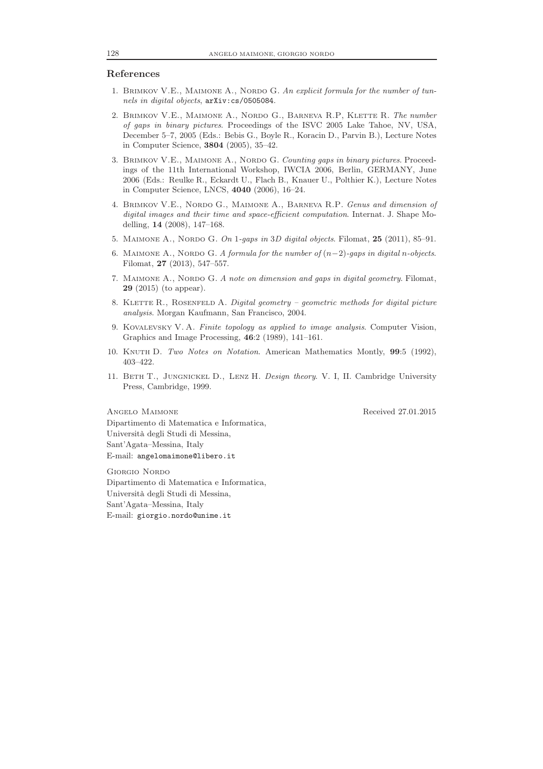## References

1. Brimkov V.E., Maimone A., Nordo G. *An explicit formula for the number of tunnels in digital objects*, arXiv:cs/0505084.
2. Brimkov V.E., Maimone A., Nordo G., Barneva R.P, Klette R. *The number of gaps in binary pictures*. Proceedings of the ISVC 2005 Lake Tahoe, NV, USA, December 5–7, 2005 (Eds.: Bebis G., Boyle R., Koracin D., Parvin B.), Lecture Notes in Computer Science, **3804** (2005), 35–42.
3. Brimkov V.E., Maimone A., Nordo G. *Counting gaps in binary pictures*. Proceedings of the 11th International Workshop, IWCIA 2006, Berlin, GERMANY, June 2006 (Eds.: Reulke R., Eckardt U., Flach B., Knauer U., Polthier K.), Lecture Notes in Computer Science, LNCS, **4040** (2006), 16–24.
4. Brimkov V.E., Nordo G., Maimone A., Barneva R.P. *Genus and dimension of digital images and their time and space-efficient computation*. Internat. J. Shape Modelling, **14** (2008), 147–168.
5. Maimone A., Nordo G. *On* 1*-gaps in* 3*D digital objects*. Filomat, **25** (2011), 85–91.
6. Maimone A., Nordo G. *A formula for the number of* $(n-2)$*-gaps in digital* $n$*-objects*. Filomat, **27** (2013), 547–557.
7. Maimone A., Nordo G. *A note on dimension and gaps in digital geometry*. Filomat, **29** (2015) (to appear).
8. Klette R., Rosenfeld A. *Digital geometry – geometric methods for digital picture analysis*. Morgan Kaufmann, San Francisco, 2004.
9. Kovalevsky V. A. *Finite topology as applied to image analysis*. Computer Vision, Graphics and Image Processing, **46**:2 (1989), 141–161.
10. Knuth D. *Two Notes on Notation*. American Mathematics Montly, **99**:5 (1992), 403–422.
11. Beth T., Jungnickel D., Lenz H. *Design theory*. V. I, II. Cambridge University Press, Cambridge, 1999.

Angelo Maimone
Dipartimento di Matematica e Informatica,
Università degli Studi di Messina,
Sant'Agata–Messina, Italy
E-mail: angelomaimone@libero.it

Received 27.01.2015

Giorgio Nordo
Dipartimento di Matematica e Informatica,
Università degli Studi di Messina,
Sant'Agata–Messina, Italy
E-mail: giorgio.nordo@unime.it